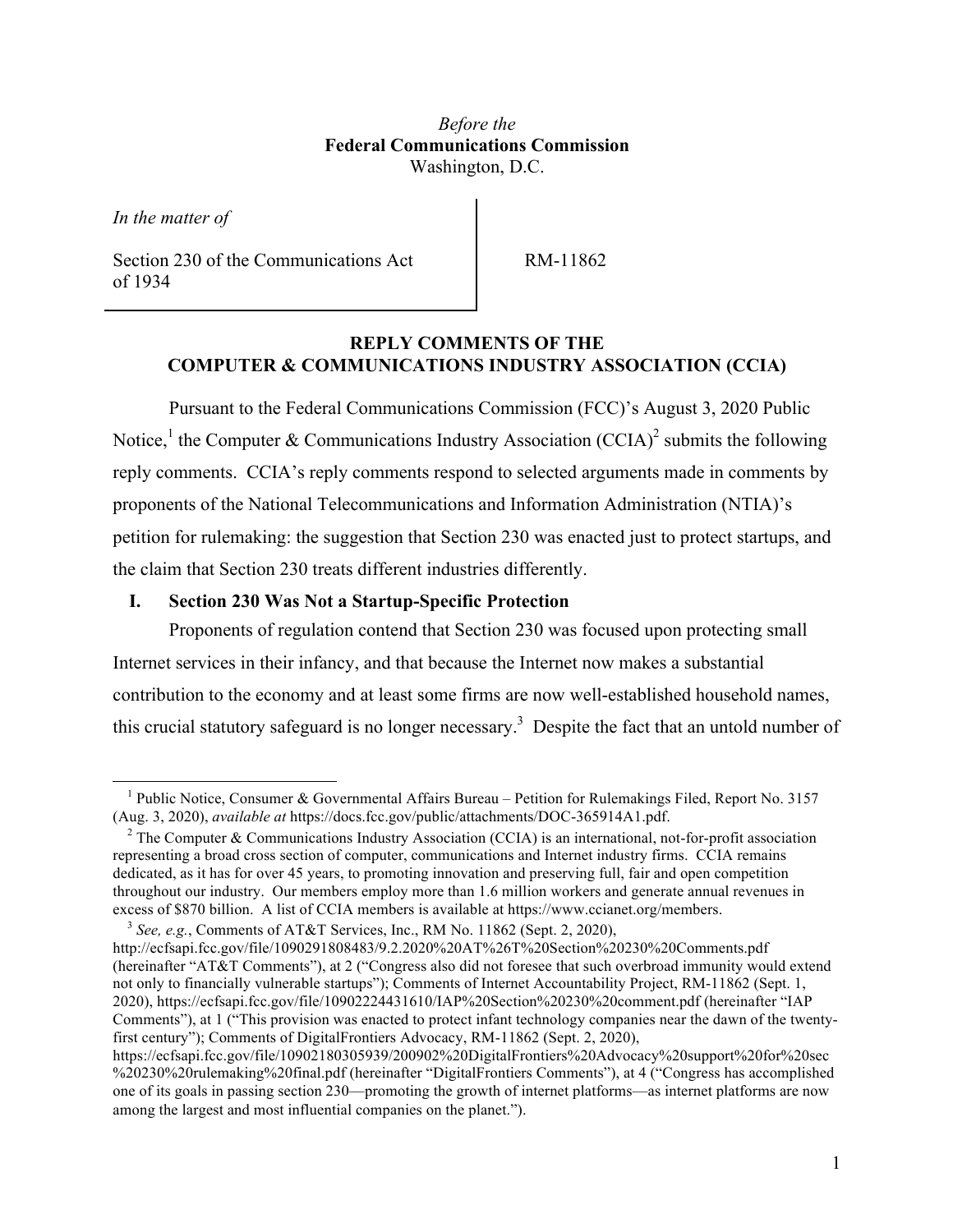*Before the*
**Federal Communications Commission**
Washington, D.C.

*In the matter of*

Section 230 of the Communications Act of 1934

RM-11862

**REPLY COMMENTS OF THE COMPUTER & COMMUNICATIONS INDUSTRY ASSOCIATION (CCIA)**

Pursuant to the Federal Communications Commission (FCC)'s August 3, 2020 Public Notice,[1] the Computer & Communications Industry Association (CCIA)[2] submits the following reply comments. CCIA's reply comments respond to selected arguments made in comments by proponents of the National Telecommunications and Information Administration (NTIA)'s petition for rulemaking: the suggestion that Section 230 was enacted just to protect startups, and the claim that Section 230 treats different industries differently.

## I. Section 230 Was Not a Startup-Specific Protection

Proponents of regulation contend that Section 230 was focused upon protecting small Internet services in their infancy, and that because the Internet now makes a substantial contribution to the economy and at least some firms are now well-established household names, this crucial statutory safeguard is no longer necessary.[3] Despite the fact that an untold number of

---

[1] Public Notice, Consumer & Governmental Affairs Bureau – Petition for Rulemakings Filed, Report No. 3157 (Aug. 3, 2020), *available at* https://docs.fcc.gov/public/attachments/DOC-365914A1.pdf.

[2] The Computer & Communications Industry Association (CCIA) is an international, not-for-profit association representing a broad cross section of computer, communications and Internet industry firms. CCIA remains dedicated, as it has for over 45 years, to promoting innovation and preserving full, fair and open competition throughout our industry. Our members employ more than 1.6 million workers and generate annual revenues in excess of $870 billion. A list of CCIA members is available at https://www.ccianet.org/members.

[3] *See, e.g.*, Comments of AT&T Services, Inc., RM No. 11862 (Sept. 2, 2020), http://ecfsapi.fcc.gov/file/1090291808483/9.2.2020%20AT%26T%20Section%20230%20Comments.pdf (hereinafter "AT&T Comments"), at 2 ("Congress also did not foresee that such overbroad immunity would extend not only to financially vulnerable startups"); Comments of Internet Accountability Project, RM-11862 (Sept. 1, 2020), https://ecfsapi.fcc.gov/file/10902224431610/IAP%20Section%20230%20comment.pdf (hereinafter "IAP Comments"), at 1 ("This provision was enacted to protect infant technology companies near the dawn of the twenty-first century"); Comments of DigitalFrontiers Advocacy, RM-11862 (Sept. 2, 2020), https://ecfsapi.fcc.gov/file/10902180305939/200902%20DigitalFrontiers%20Advocacy%20support%20for%20sec%20230%20rulemaking%20final.pdf (hereinafter "DigitalFrontiers Comments"), at 4 ("Congress has accomplished one of its goals in passing section 230—promoting the growth of internet platforms—as internet platforms are now among the largest and most influential companies on the planet.").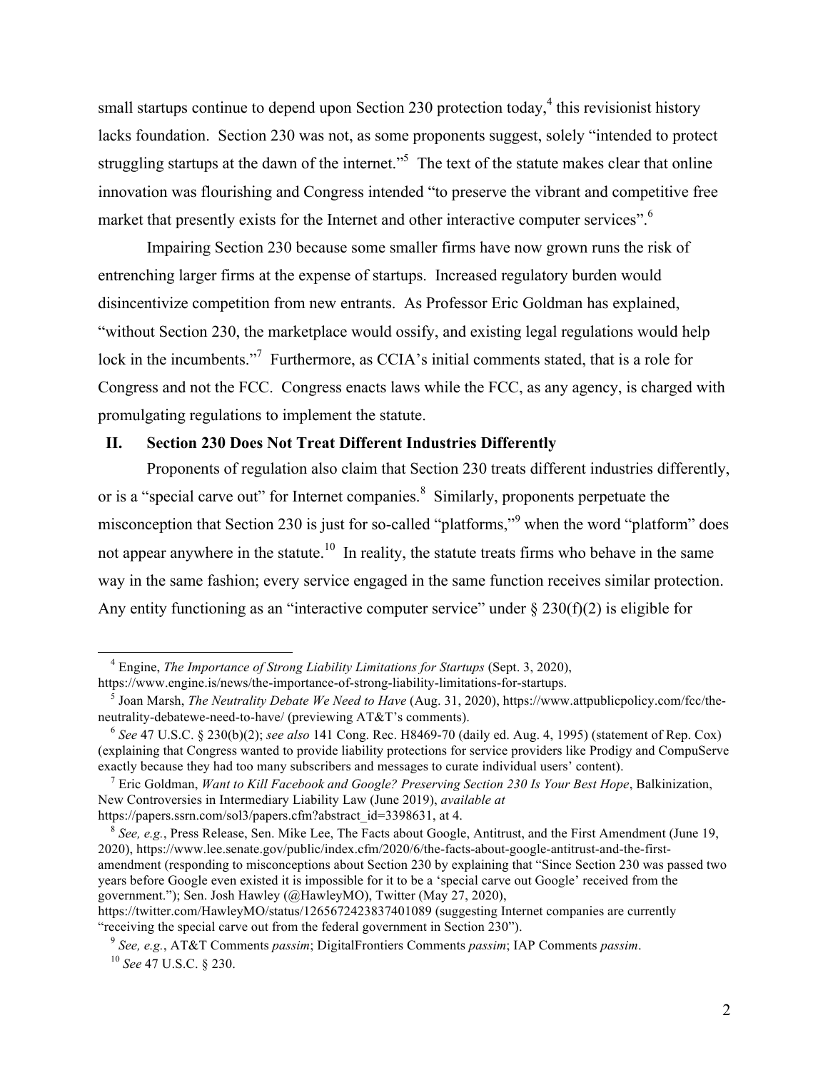small startups continue to depend upon Section 230 protection today,[4] this revisionist history lacks foundation. Section 230 was not, as some proponents suggest, solely "intended to protect struggling startups at the dawn of the internet."[5] The text of the statute makes clear that online innovation was flourishing and Congress intended "to preserve the vibrant and competitive free market that presently exists for the Internet and other interactive computer services".[6]

Impairing Section 230 because some smaller firms have now grown runs the risk of entrenching larger firms at the expense of startups. Increased regulatory burden would disincentivize competition from new entrants. As Professor Eric Goldman has explained, "without Section 230, the marketplace would ossify, and existing legal regulations would help lock in the incumbents."[7] Furthermore, as CCIA's initial comments stated, that is a role for Congress and not the FCC. Congress enacts laws while the FCC, as any agency, is charged with promulgating regulations to implement the statute.

## II. Section 230 Does Not Treat Different Industries Differently

Proponents of regulation also claim that Section 230 treats different industries differently, or is a "special carve out" for Internet companies.[8] Similarly, proponents perpetuate the misconception that Section 230 is just for so-called "platforms,"[9] when the word "platform" does not appear anywhere in the statute.[10] In reality, the statute treats firms who behave in the same way in the same fashion; every service engaged in the same function receives similar protection. Any entity functioning as an "interactive computer service" under § 230(f)(2) is eligible for

---

[4] Engine, *The Importance of Strong Liability Limitations for Startups* (Sept. 3, 2020), https://www.engine.is/news/the-importance-of-strong-liability-limitations-for-startups.

[5] Joan Marsh, *The Neutrality Debate We Need to Have* (Aug. 31, 2020), https://www.attpublicpolicy.com/fcc/the-neutrality-debatewe-need-to-have/ (previewing AT&T's comments).

[6] *See* 47 U.S.C. § 230(b)(2); *see also* 141 Cong. Rec. H8469-70 (daily ed. Aug. 4, 1995) (statement of Rep. Cox) (explaining that Congress wanted to provide liability protections for service providers like Prodigy and CompuServe exactly because they had too many subscribers and messages to curate individual users' content).

[7] Eric Goldman, *Want to Kill Facebook and Google? Preserving Section 230 Is Your Best Hope*, Balkinization, New Controversies in Intermediary Liability Law (June 2019), *available at* https://papers.ssrn.com/sol3/papers.cfm?abstract_id=3398631, at 4.

[8] *See, e.g.*, Press Release, Sen. Mike Lee, The Facts about Google, Antitrust, and the First Amendment (June 19, 2020), https://www.lee.senate.gov/public/index.cfm/2020/6/the-facts-about-google-antitrust-and-the-first-amendment (responding to misconceptions about Section 230 by explaining that "Since Section 230 was passed two years before Google even existed it is impossible for it to be a 'special carve out Google' received from the government."); Sen. Josh Hawley (@HawleyMO), Twitter (May 27, 2020), https://twitter.com/HawleyMO/status/1265672423837401089 (suggesting Internet companies are currently "receiving the special carve out from the federal government in Section 230").

[9] *See, e.g.*, AT&T Comments *passim*; DigitalFrontiers Comments *passim*; IAP Comments *passim*.

[10] *See* 47 U.S.C. § 230.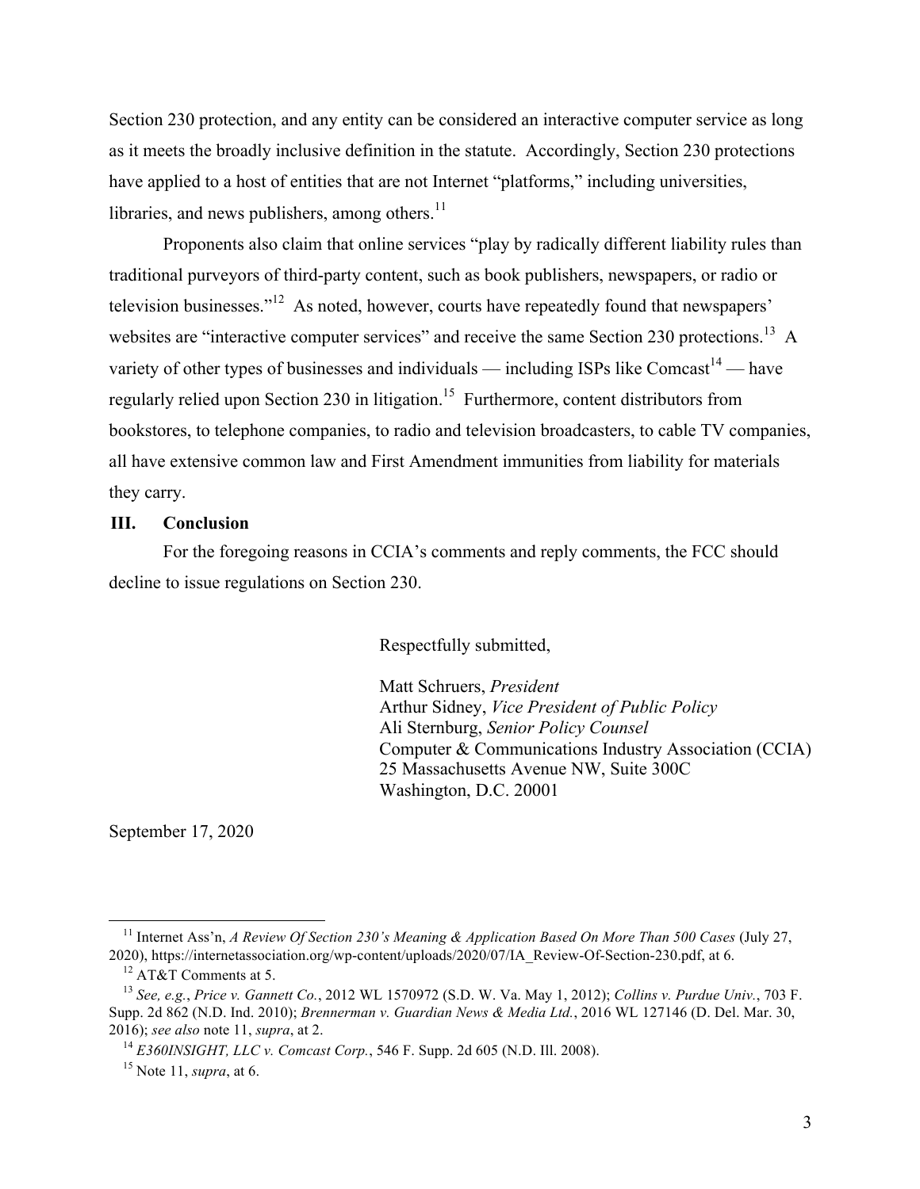Section 230 protection, and any entity can be considered an interactive computer service as long as it meets the broadly inclusive definition in the statute. Accordingly, Section 230 protections have applied to a host of entities that are not Internet "platforms," including universities, libraries, and news publishers, among others.[11]

Proponents also claim that online services "play by radically different liability rules than traditional purveyors of third-party content, such as book publishers, newspapers, or radio or television businesses."[12] As noted, however, courts have repeatedly found that newspapers' websites are "interactive computer services" and receive the same Section 230 protections.[13] A variety of other types of businesses and individuals — including ISPs like Comcast[14] — have regularly relied upon Section 230 in litigation.[15] Furthermore, content distributors from bookstores, to telephone companies, to radio and television broadcasters, to cable TV companies, all have extensive common law and First Amendment immunities from liability for materials they carry.

## III. Conclusion

For the foregoing reasons in CCIA's comments and reply comments, the FCC should decline to issue regulations on Section 230.

Respectfully submitted,

Matt Schruers, *President*
Arthur Sidney, *Vice President of Public Policy*
Ali Sternburg, *Senior Policy Counsel*
Computer & Communications Industry Association (CCIA)
25 Massachusetts Avenue NW, Suite 300C
Washington, D.C. 20001

September 17, 2020

---

[11] Internet Ass'n, *A Review Of Section 230's Meaning & Application Based On More Than 500 Cases* (July 27, 2020), https://internetassociation.org/wp-content/uploads/2020/07/IA_Review-Of-Section-230.pdf, at 6.

[12] AT&T Comments at 5.

[13] *See, e.g.*, *Price v. Gannett Co.*, 2012 WL 1570972 (S.D. W. Va. May 1, 2012); *Collins v. Purdue Univ.*, 703 F. Supp. 2d 862 (N.D. Ind. 2010); *Brennerman v. Guardian News & Media Ltd.*, 2016 WL 127146 (D. Del. Mar. 30, 2016); *see also* note 11, *supra*, at 2.

[14] *E360INSIGHT, LLC v. Comcast Corp.*, 546 F. Supp. 2d 605 (N.D. Ill. 2008).

[15] Note 11, *supra*, at 6.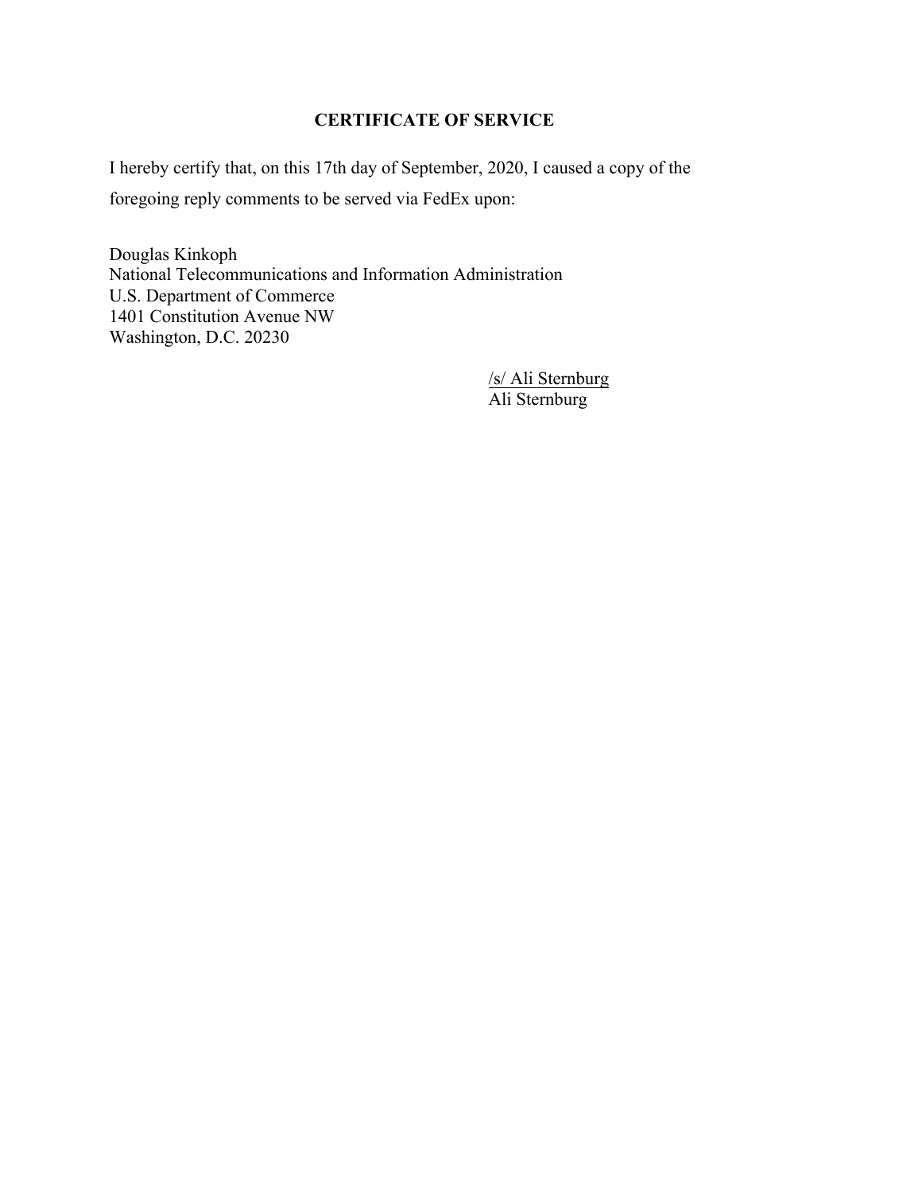## CERTIFICATE OF SERVICE

I hereby certify that, on this 17th day of September, 2020, I caused a copy of the foregoing reply comments to be served via FedEx upon:

Douglas Kinkoph
National Telecommunications and Information Administration
U.S. Department of Commerce
1401 Constitution Avenue NW
Washington, D.C. 20230

/s/ Ali Sternburg
Ali Sternburg